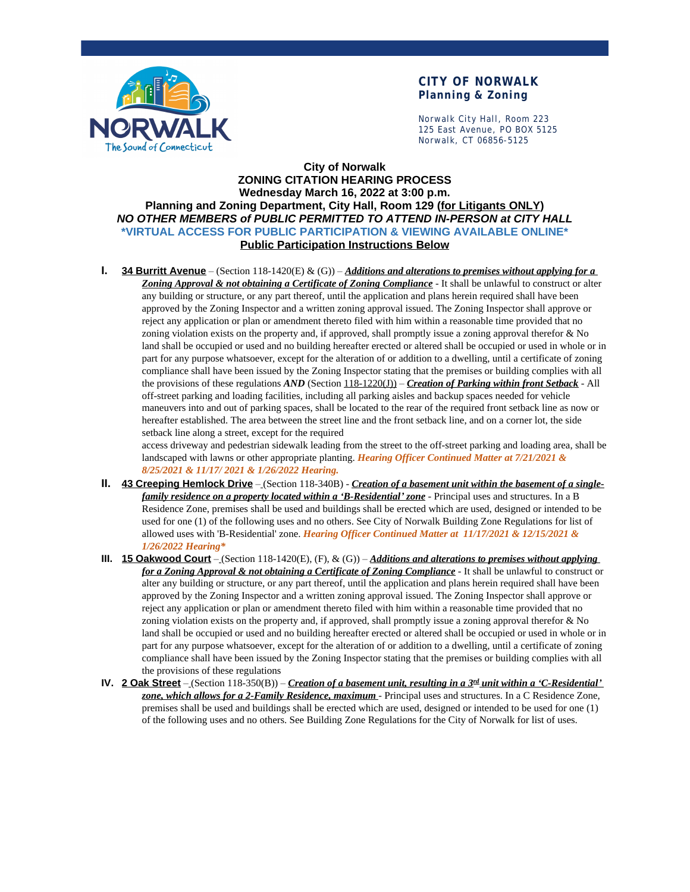**CITY OF NORWALK**
**Planning & Zoning**

Norwalk City Hall, Room 223
125 East Avenue, PO BOX 5125
Norwalk, CT 06856-5125

**City of Norwalk**
**ZONING CITATION HEARING PROCESS**
**Wednesday March 16, 2022 at 3:00 p.m.**
**Planning and Zoning Department, City Hall, Room 129 (for Litigants ONLY)**
***NO OTHER MEMBERS of PUBLIC PERMITTED TO ATTEND IN-PERSON at CITY HALL***
**\*VIRTUAL ACCESS FOR PUBLIC PARTICIPATION & VIEWING AVAILABLE ONLINE\***
**Public Participation Instructions Below**

I. **34 Burritt Avenue** – (Section 118-1420(E) & (G)) – ***Additions and alterations to premises without applying for a Zoning Approval & not obtaining a Certificate of Zoning Compliance*** - It shall be unlawful to construct or alter any building or structure, or any part thereof, until the application and plans herein required shall have been approved by the Zoning Inspector and a written zoning approval issued. The Zoning Inspector shall approve or reject any application or plan or amendment thereto filed with him within a reasonable time provided that no zoning violation exists on the property and, if approved, shall promptly issue a zoning approval therefor & No land shall be occupied or used and no building hereafter erected or altered shall be occupied or used in whole or in part for any purpose whatsoever, except for the alteration of or addition to a dwelling, until a certificate of zoning compliance shall have been issued by the Zoning Inspector stating that the premises or building complies with all the provisions of these regulations ***AND*** (Section 118-1220(J)) – ***Creation of Parking within front Setback*** - All off-street parking and loading facilities, including all parking aisles and backup spaces needed for vehicle maneuvers into and out of parking spaces, shall be located to the rear of the required front setback line as now or hereafter established. The area between the street line and the front setback line, and on a corner lot, the side setback line along a street, except for the required access driveway and pedestrian sidewalk leading from the street to the off-street parking and loading area, shall be landscaped with lawns or other appropriate planting. ***Hearing Officer Continued Matter at 7/21/2021 & 8/25/2021 & 11/17/ 2021 & 1/26/2022 Hearing.***

II. **43 Creeping Hemlock Drive** – (Section 118-340B) - ***Creation of a basement unit within the basement of a single-family residence on a property located within a 'B-Residential' zone*** - Principal uses and structures. In a B Residence Zone, premises shall be used and buildings shall be erected which are used, designed or intended to be used for one (1) of the following uses and no others. See City of Norwalk Building Zone Regulations for list of allowed uses with 'B-Residential' zone. ***Hearing Officer Continued Matter at 11/17/2021 & 12/15/2021 & 1/26/2022 Hearing\****

III. **15 Oakwood Court** – (Section 118-1420(E), (F), & (G)) – ***Additions and alterations to premises without applying for a Zoning Approval & not obtaining a Certificate of Zoning Compliance*** - It shall be unlawful to construct or alter any building or structure, or any part thereof, until the application and plans herein required shall have been approved by the Zoning Inspector and a written zoning approval issued. The Zoning Inspector shall approve or reject any application or plan or amendment thereto filed with him within a reasonable time provided that no zoning violation exists on the property and, if approved, shall promptly issue a zoning approval therefor & No land shall be occupied or used and no building hereafter erected or altered shall be occupied or used in whole or in part for any purpose whatsoever, except for the alteration of or addition to a dwelling, until a certificate of zoning compliance shall have been issued by the Zoning Inspector stating that the premises or building complies with all the provisions of these regulations

IV. **2 Oak Street** – (Section 118-350(B)) – ***Creation of a basement unit, resulting in a 3rd unit within a 'C-Residential' zone, which allows for a 2-Family Residence, maximum*** - Principal uses and structures. In a C Residence Zone, premises shall be used and buildings shall be erected which are used, designed or intended to be used for one (1) of the following uses and no others. See Building Zone Regulations for the City of Norwalk for list of uses.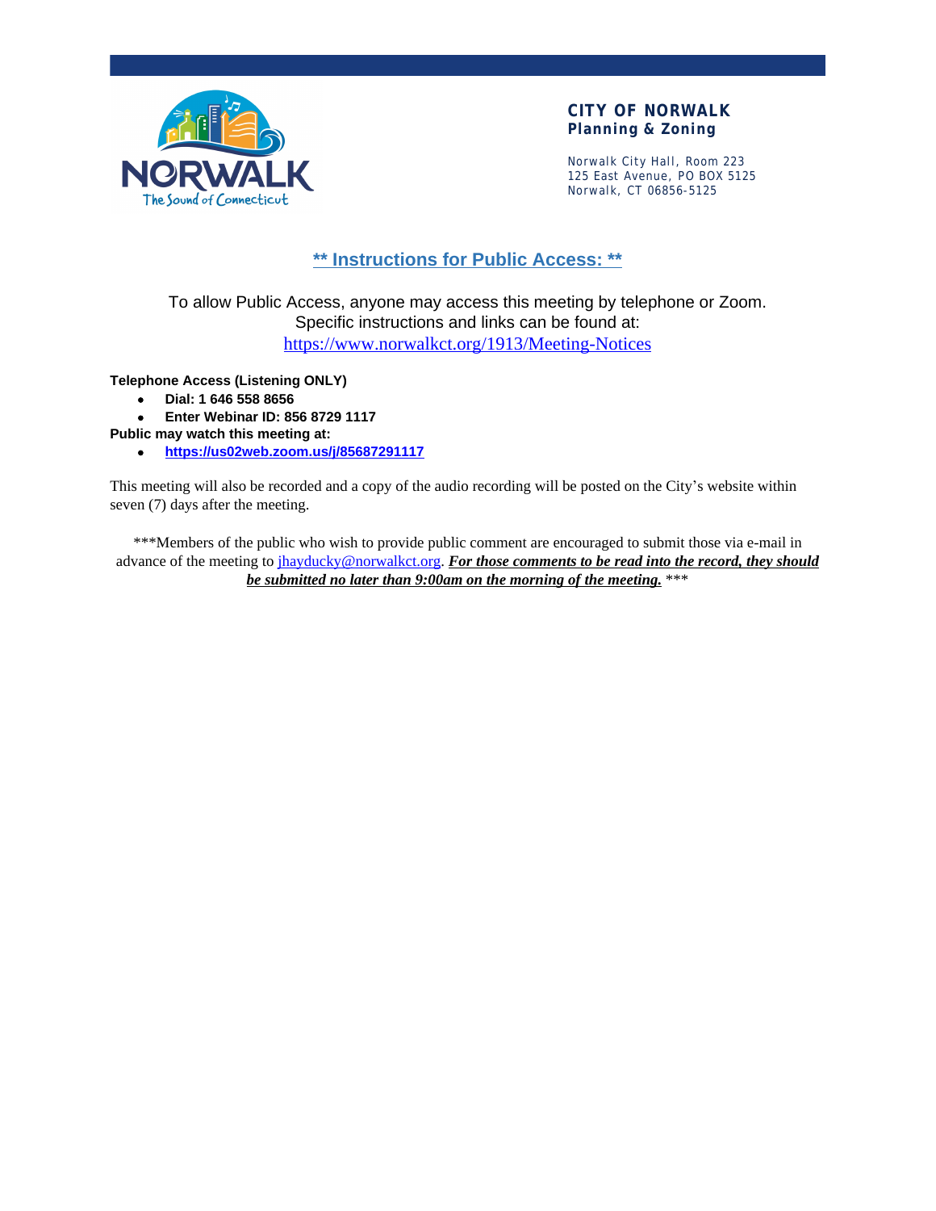**CITY OF NORWALK**
**Planning & Zoning**

Norwalk City Hall, Room 223
125 East Avenue, PO BOX 5125
Norwalk, CT 06856-5125

## ** Instructions for Public Access: **

To allow Public Access, anyone may access this meeting by telephone or Zoom.
Specific instructions and links can be found at:
https://www.norwalkct.org/1913/Meeting-Notices

**Telephone Access (Listening ONLY)**

- **Dial: 1 646 558 8656**
- **Enter Webinar ID: 856 8729 1117**

**Public may watch this meeting at:**

- **https://us02web.zoom.us/j/85687291117**

This meeting will also be recorded and a copy of the audio recording will be posted on the City's website within seven (7) days after the meeting.

***Members of the public who wish to provide public comment are encouraged to submit those via e-mail in advance of the meeting to jhayducky@norwalkct.org. ***For those comments to be read into the record, they should be submitted no later than 9:00am on the morning of the meeting.*** ***